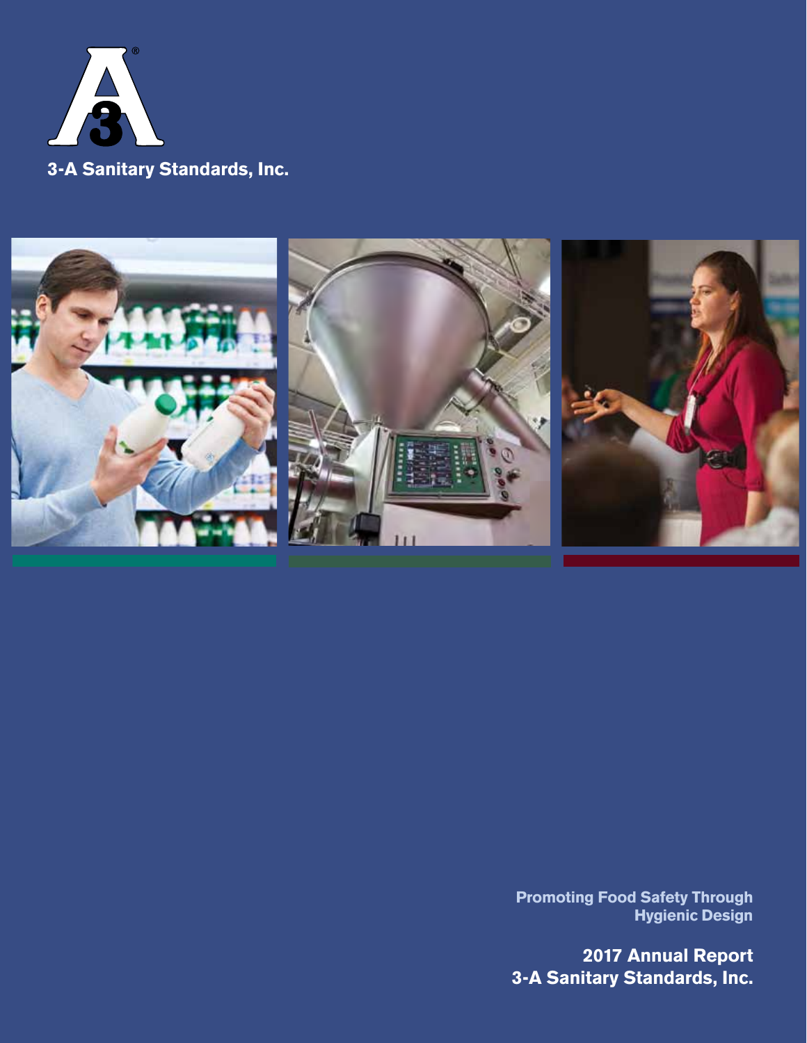3-A Sanitary Standards, Inc.

Promoting Food Safety Through Hygienic Design

# 2017 Annual Report
# 3-A Sanitary Standards, Inc.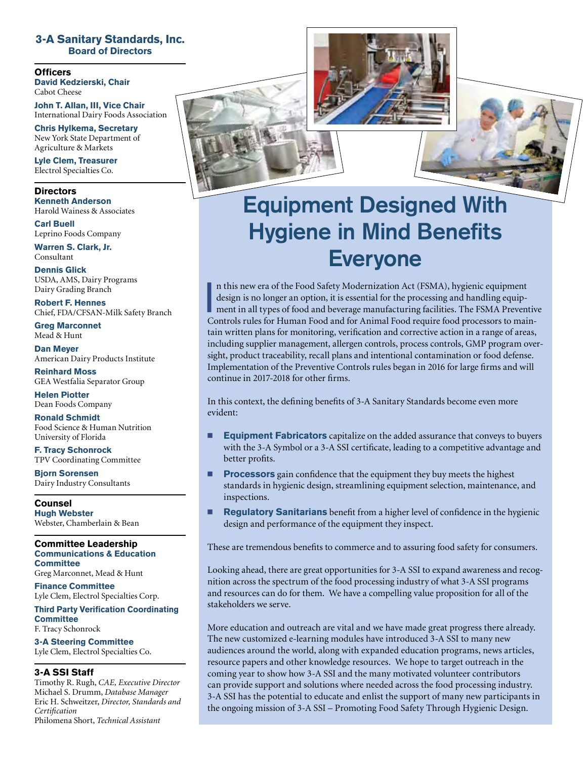# Equipment Designed With Hygiene in Mind Benefits Everyone

In this new era of the Food Safety Modernization Act (FSMA), hygienic equipment design is no longer an option, it is essential for the processing and handling equipment in all types of food and beverage manufacturing facilities. The FSMA Preventive Controls rules for Human Food and for Animal Food require food processors to maintain written plans for monitoring, verification and corrective action in a range of areas, including supplier management, allergen controls, process controls, GMP program oversight, product traceability, recall plans and intentional contamination or food defense. Implementation of the Preventive Controls rules began in 2016 for large firms and will continue in 2017-2018 for other firms.

In this context, the defining benefits of 3-A Sanitary Standards become even more evident:

- **Equipment Fabricators** capitalize on the added assurance that conveys to buyers with the 3-A Symbol or a 3-A SSI certificate, leading to a competitive advantage and better profits.
- **Processors** gain confidence that the equipment they buy meets the highest standards in hygienic design, streamlining equipment selection, maintenance, and inspections.
- **Regulatory Sanitarians** benefit from a higher level of confidence in the hygienic design and performance of the equipment they inspect.

These are tremendous benefits to commerce and to assuring food safety for consumers.

Looking ahead, there are great opportunities for 3-A SSI to expand awareness and recognition across the spectrum of the food processing industry of what 3-A SSI programs and resources can do for them. We have a compelling value proposition for all of the stakeholders we serve.

More education and outreach are vital and we have made great progress there already. The new customized e-learning modules have introduced 3-A SSI to many new audiences around the world, along with expanded education programs, news articles, resource papers and other knowledge resources. We hope to target outreach in the coming year to show how 3-A SSI and the many motivated volunteer contributors can provide support and solutions where needed across the food processing industry. 3-A SSI has the potential to educate and enlist the support of many new participants in the ongoing mission of 3-A SSI – Promoting Food Safety Through Hygienic Design.

## 3-A Sanitary Standards, Inc. Board of Directors

### Officers

**David Kedzierski, Chair**
Cabot Cheese

**John T. Allan, III, Vice Chair**
International Dairy Foods Association

**Chris Hylkema, Secretary**
New York State Department of Agriculture & Markets

**Lyle Clem, Treasurer**
Electrol Specialties Co.

### Directors

**Kenneth Anderson**
Harold Wainess & Associates

**Carl Buell**
Leprino Foods Company

**Warren S. Clark, Jr.**
Consultant

**Dennis Glick**
USDA, AMS, Dairy Programs Dairy Grading Branch

**Robert F. Hennes**
Chief, FDA/CFSAN-Milk Safety Branch

**Greg Marconnet**
Mead & Hunt

**Dan Meyer**
American Dairy Products Institute

**Reinhard Moss**
GEA Westfalia Separator Group

**Helen Piotter**
Dean Foods Company

**Ronald Schmidt**
Food Science & Human Nutrition University of Florida

**F. Tracy Schonrock**
TPV Coordinating Committee

**Bjorn Sorensen**
Dairy Industry Consultants

### Counsel

**Hugh Webster**
Webster, Chamberlain & Bean

### Committee Leadership

**Communications & Education Committee**
Greg Marconnet, Mead & Hunt

**Finance Committee**
Lyle Clem, Electrol Specialties Corp.

**Third Party Verification Coordinating Committee**
F. Tracy Schonrock

**3-A Steering Committee**
Lyle Clem, Electrol Specialties Co.

### 3-A SSI Staff

Timothy R. Rugh, *CAE, Executive Director*
Michael S. Drumm, *Database Manager*
Eric H. Schweitzer, *Director, Standards and Certification*
Philomena Short, *Technical Assistant*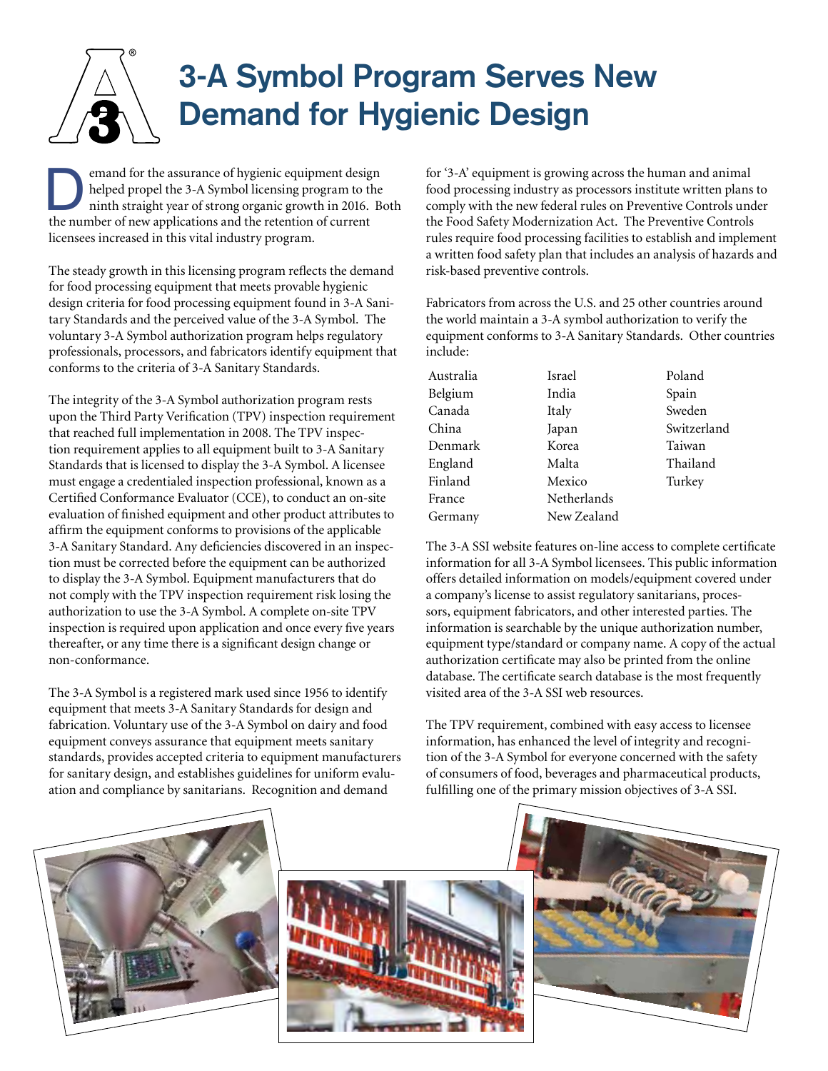# 3-A Symbol Program Serves New Demand for Hygienic Design

Demand for the assurance of hygienic equipment design helped propel the 3-A Symbol licensing program to the ninth straight year of strong organic growth in 2016. Both the number of new applications and the retention of current licensees increased in this vital industry program.

The steady growth in this licensing program reflects the demand for food processing equipment that meets provable hygienic design criteria for food processing equipment found in 3-A Sanitary Standards and the perceived value of the 3-A Symbol. The voluntary 3-A Symbol authorization program helps regulatory professionals, processors, and fabricators identify equipment that conforms to the criteria of 3-A Sanitary Standards.

The integrity of the 3-A Symbol authorization program rests upon the Third Party Verification (TPV) inspection requirement that reached full implementation in 2008. The TPV inspection requirement applies to all equipment built to 3-A Sanitary Standards that is licensed to display the 3-A Symbol. A licensee must engage a credentialed inspection professional, known as a Certified Conformance Evaluator (CCE), to conduct an on-site evaluation of finished equipment and other product attributes to affirm the equipment conforms to provisions of the applicable 3-A Sanitary Standard. Any deficiencies discovered in an inspection must be corrected before the equipment can be authorized to display the 3-A Symbol. Equipment manufacturers that do not comply with the TPV inspection requirement risk losing the authorization to use the 3-A Symbol. A complete on-site TPV inspection is required upon application and once every five years thereafter, or any time there is a significant design change or non-conformance.

The 3-A Symbol is a registered mark used since 1956 to identify equipment that meets 3-A Sanitary Standards for design and fabrication. Voluntary use of the 3-A Symbol on dairy and food equipment conveys assurance that equipment meets sanitary standards, provides accepted criteria to equipment manufacturers for sanitary design, and establishes guidelines for uniform evaluation and compliance by sanitarians. Recognition and demand for '3-A' equipment is growing across the human and animal food processing industry as processors institute written plans to comply with the new federal rules on Preventive Controls under the Food Safety Modernization Act. The Preventive Controls rules require food processing facilities to establish and implement a written food safety plan that includes an analysis of hazards and risk-based preventive controls.

Fabricators from across the U.S. and 25 other countries around the world maintain a 3-A symbol authorization to verify the equipment conforms to 3-A Sanitary Standards. Other countries include:

| | | |
|---|---|---|
| Australia | Israel | Poland |
| Belgium | India | Spain |
| Canada | Italy | Sweden |
| China | Japan | Switzerland |
| Denmark | Korea | Taiwan |
| England | Malta | Thailand |
| Finland | Mexico | Turkey |
| France | Netherlands | |
| Germany | New Zealand | |

The 3-A SSI website features on-line access to complete certificate information for all 3-A Symbol licensees. This public information offers detailed information on models/equipment covered under a company's license to assist regulatory sanitarians, processors, equipment fabricators, and other interested parties. The information is searchable by the unique authorization number, equipment type/standard or company name. A copy of the actual authorization certificate may also be printed from the online database. The certificate search database is the most frequently visited area of the 3-A SSI web resources.

The TPV requirement, combined with easy access to licensee information, has enhanced the level of integrity and recognition of the 3-A Symbol for everyone concerned with the safety of consumers of food, beverages and pharmaceutical products, fulfilling one of the primary mission objectives of 3-A SSI.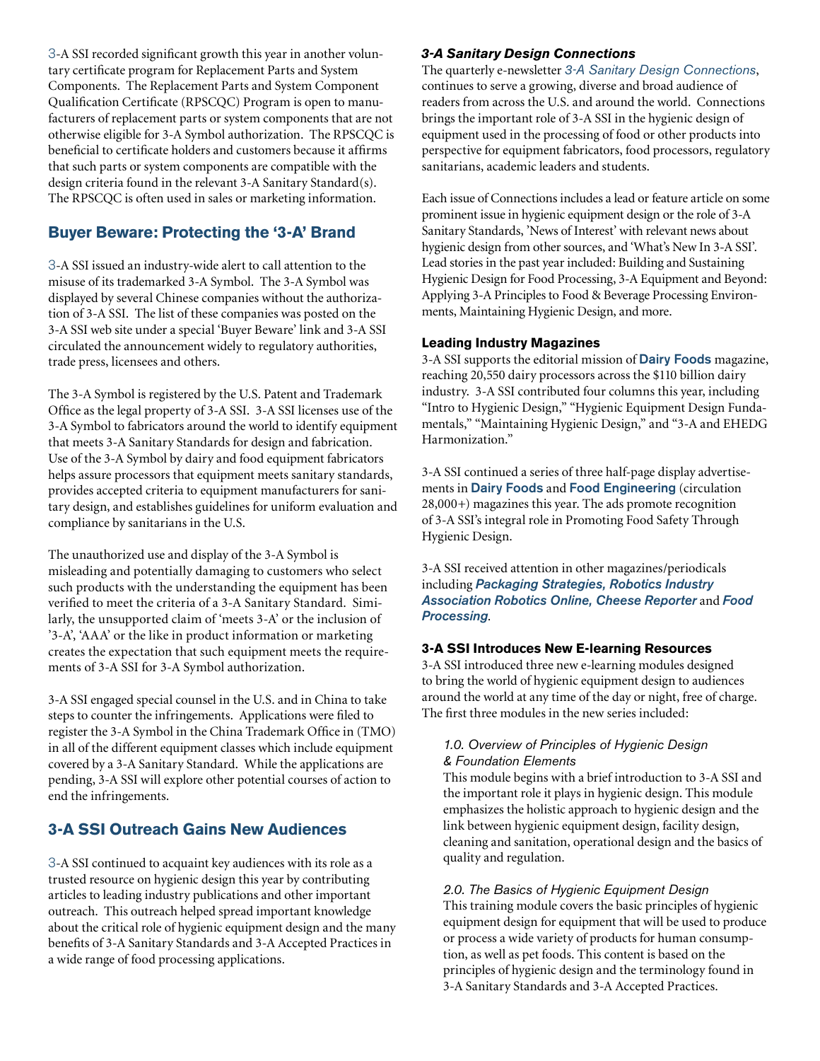3-A SSI recorded significant growth this year in another voluntary certificate program for Replacement Parts and System Components. The Replacement Parts and System Component Qualification Certificate (RPSCQC) Program is open to manufacturers of replacement parts or system components that are not otherwise eligible for 3-A Symbol authorization. The RPSCQC is beneficial to certificate holders and customers because it affirms that such parts or system components are compatible with the design criteria found in the relevant 3-A Sanitary Standard(s). The RPSCQC is often used in sales or marketing information.

## Buyer Beware: Protecting the '3-A' Brand

3-A SSI issued an industry-wide alert to call attention to the misuse of its trademarked 3-A Symbol. The 3-A Symbol was displayed by several Chinese companies without the authorization of 3-A SSI. The list of these companies was posted on the 3-A SSI web site under a special 'Buyer Beware' link and 3-A SSI circulated the announcement widely to regulatory authorities, trade press, licensees and others.

The 3-A Symbol is registered by the U.S. Patent and Trademark Office as the legal property of 3-A SSI. 3-A SSI licenses use of the 3-A Symbol to fabricators around the world to identify equipment that meets 3-A Sanitary Standards for design and fabrication. Use of the 3-A Symbol by dairy and food equipment fabricators helps assure processors that equipment meets sanitary standards, provides accepted criteria to equipment manufacturers for sanitary design, and establishes guidelines for uniform evaluation and compliance by sanitarians in the U.S.

The unauthorized use and display of the 3-A Symbol is misleading and potentially damaging to customers who select such products with the understanding the equipment has been verified to meet the criteria of a 3-A Sanitary Standard. Similarly, the unsupported claim of 'meets 3-A' or the inclusion of '3-A', 'AAA' or the like in product information or marketing creates the expectation that such equipment meets the requirements of 3-A SSI for 3-A Symbol authorization.

3-A SSI engaged special counsel in the U.S. and in China to take steps to counter the infringements. Applications were filed to register the 3-A Symbol in the China Trademark Office in (TMO) in all of the different equipment classes which include equipment covered by a 3-A Sanitary Standard. While the applications are pending, 3-A SSI will explore other potential courses of action to end the infringements.

## 3-A SSI Outreach Gains New Audiences

3-A SSI continued to acquaint key audiences with its role as a trusted resource on hygienic design this year by contributing articles to leading industry publications and other important outreach. This outreach helped spread important knowledge about the critical role of hygienic equipment design and the many benefits of 3-A Sanitary Standards and 3-A Accepted Practices in a wide range of food processing applications.

### *3-A Sanitary Design Connections*

The quarterly e-newsletter *3-A Sanitary Design Connections*, continues to serve a growing, diverse and broad audience of readers from across the U.S. and around the world. Connections brings the important role of 3-A SSI in the hygienic design of equipment used in the processing of food or other products into perspective for equipment fabricators, food processors, regulatory sanitarians, academic leaders and students.

Each issue of Connections includes a lead or feature article on some prominent issue in hygienic equipment design or the role of 3-A Sanitary Standards, 'News of Interest' with relevant news about hygienic design from other sources, and 'What's New In 3-A SSI'. Lead stories in the past year included: Building and Sustaining Hygienic Design for Food Processing, 3-A Equipment and Beyond: Applying 3-A Principles to Food & Beverage Processing Environments, Maintaining Hygienic Design, and more.

### Leading Industry Magazines

3-A SSI supports the editorial mission of **Dairy Foods** magazine, reaching 20,550 dairy processors across the $110 billion dairy industry. 3-A SSI contributed four columns this year, including "Intro to Hygienic Design," "Hygienic Equipment Design Fundamentals," "Maintaining Hygienic Design," and "3-A and EHEDG Harmonization."

3-A SSI continued a series of three half-page display advertisements in **Dairy Foods** and **Food Engineering** (circulation 28,000+) magazines this year. The ads promote recognition of 3-A SSI's integral role in Promoting Food Safety Through Hygienic Design.

3-A SSI received attention in other magazines/periodicals including ***Packaging Strategies, Robotics Industry Association Robotics Online, Cheese Reporter*** and ***Food Processing***.

### 3-A SSI Introduces New E-learning Resources

3-A SSI introduced three new e-learning modules designed to bring the world of hygienic equipment design to audiences around the world at any time of the day or night, free of charge. The first three modules in the new series included:

*1.0. Overview of Principles of Hygienic Design & Foundation Elements*
This module begins with a brief introduction to 3-A SSI and the important role it plays in hygienic design. This module emphasizes the holistic approach to hygienic design and the link between hygienic equipment design, facility design, cleaning and sanitation, operational design and the basics of quality and regulation.

*2.0. The Basics of Hygienic Equipment Design*
This training module covers the basic principles of hygienic equipment design for equipment that will be used to produce or process a wide variety of products for human consumption, as well as pet foods. This content is based on the principles of hygienic design and the terminology found in 3-A Sanitary Standards and 3-A Accepted Practices.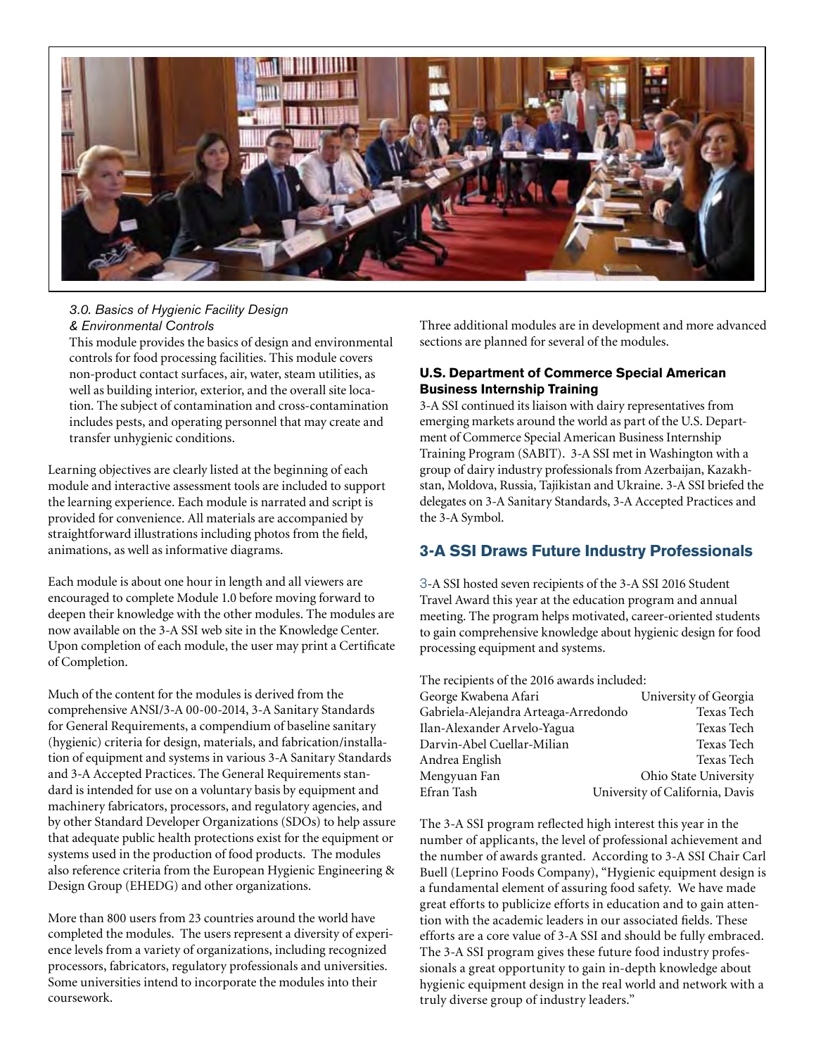*3.0. Basics of Hygienic Facility Design & Environmental Controls*

This module provides the basics of design and environmental controls for food processing facilities. This module covers non-product contact surfaces, air, water, steam utilities, as well as building interior, exterior, and the overall site location. The subject of contamination and cross-contamination includes pests, and operating personnel that may create and transfer unhygienic conditions.

Learning objectives are clearly listed at the beginning of each module and interactive assessment tools are included to support the learning experience. Each module is narrated and script is provided for convenience. All materials are accompanied by straightforward illustrations including photos from the field, animations, as well as informative diagrams.

Each module is about one hour in length and all viewers are encouraged to complete Module 1.0 before moving forward to deepen their knowledge with the other modules. The modules are now available on the 3-A SSI web site in the Knowledge Center. Upon completion of each module, the user may print a Certificate of Completion.

Much of the content for the modules is derived from the comprehensive ANSI/3-A 00-00-2014, 3-A Sanitary Standards for General Requirements, a compendium of baseline sanitary (hygienic) criteria for design, materials, and fabrication/installation of equipment and systems in various 3-A Sanitary Standards and 3-A Accepted Practices. The General Requirements standard is intended for use on a voluntary basis by equipment and machinery fabricators, processors, and regulatory agencies, and by other Standard Developer Organizations (SDOs) to help assure that adequate public health protections exist for the equipment or systems used in the production of food products. The modules also reference criteria from the European Hygienic Engineering & Design Group (EHEDG) and other organizations.

More than 800 users from 23 countries around the world have completed the modules. The users represent a diversity of experience levels from a variety of organizations, including recognized processors, fabricators, regulatory professionals and universities. Some universities intend to incorporate the modules into their coursework.

Three additional modules are in development and more advanced sections are planned for several of the modules.

### U.S. Department of Commerce Special American Business Internship Training

3-A SSI continued its liaison with dairy representatives from emerging markets around the world as part of the U.S. Department of Commerce Special American Business Internship Training Program (SABIT). 3-A SSI met in Washington with a group of dairy industry professionals from Azerbaijan, Kazakhstan, Moldova, Russia, Tajikistan and Ukraine. 3-A SSI briefed the delegates on 3-A Sanitary Standards, 3-A Accepted Practices and the 3-A Symbol.

## 3-A SSI Draws Future Industry Professionals

3-A SSI hosted seven recipients of the 3-A SSI 2016 Student Travel Award this year at the education program and annual meeting. The program helps motivated, career-oriented students to gain comprehensive knowledge about hygienic design for food processing equipment and systems.

The recipients of the 2016 awards included:

| Name | University |
|---|---|
| George Kwabena Afari | University of Georgia |
| Gabriela-Alejandra Arteaga-Arredondo | Texas Tech |
| Ilan-Alexander Arvelo-Yagua | Texas Tech |
| Darvin-Abel Cuellar-Milian | Texas Tech |
| Andrea English | Texas Tech |
| Mengyuan Fan | Ohio State University |
| Efran Tash | University of California, Davis |

The 3-A SSI program reflected high interest this year in the number of applicants, the level of professional achievement and the number of awards granted. According to 3-A SSI Chair Carl Buell (Leprino Foods Company), "Hygienic equipment design is a fundamental element of assuring food safety. We have made great efforts to publicize efforts in education and to gain attention with the academic leaders in our associated fields. These efforts are a core value of 3-A SSI and should be fully embraced. The 3-A SSI program gives these future food industry professionals a great opportunity to gain in-depth knowledge about hygienic equipment design in the real world and network with a truly diverse group of industry leaders."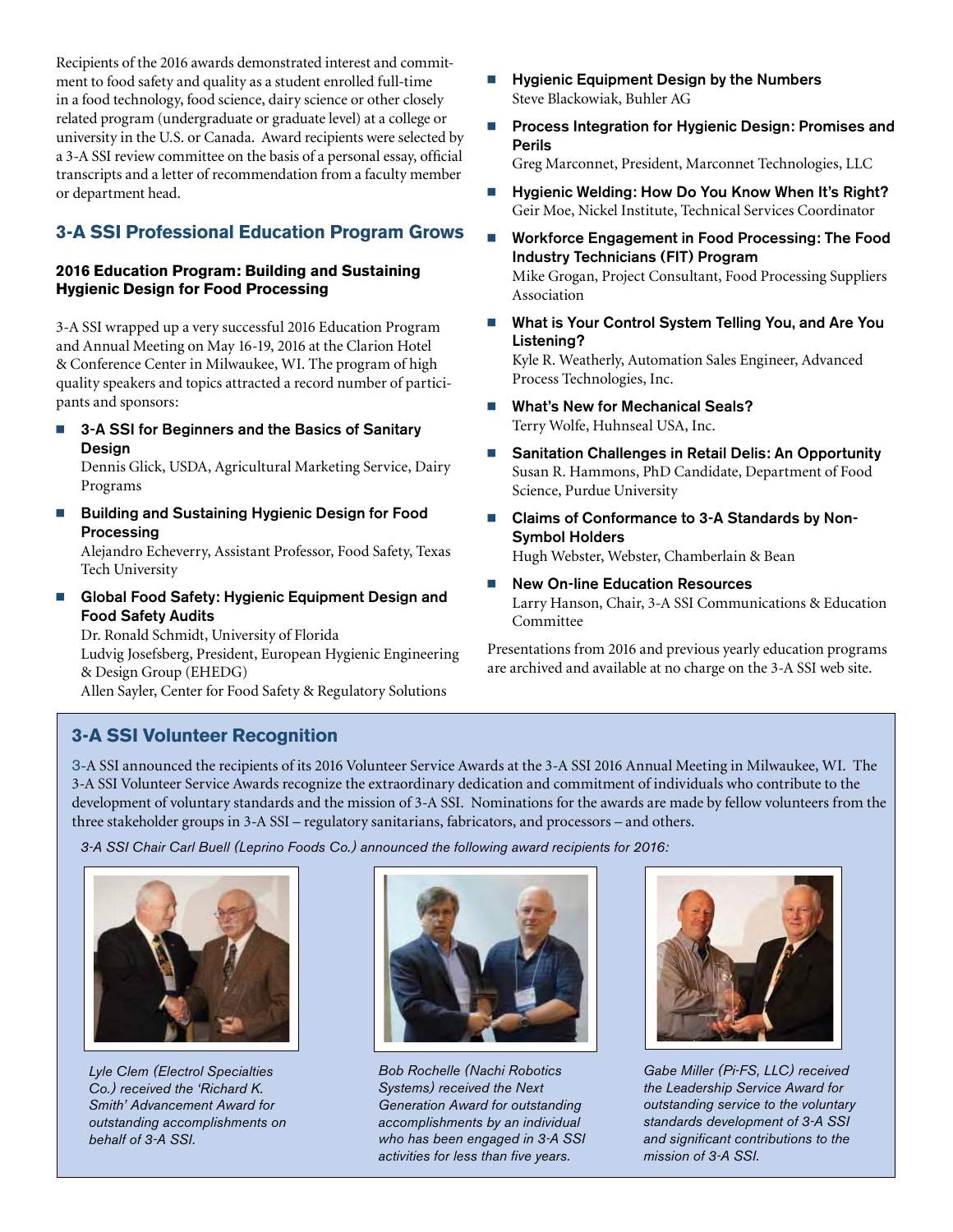Recipients of the 2016 awards demonstrated interest and commitment to food safety and quality as a student enrolled full-time in a food technology, food science, dairy science or other closely related program (undergraduate or graduate level) at a college or university in the U.S. or Canada. Award recipients were selected by a 3-A SSI review committee on the basis of a personal essay, official transcripts and a letter of recommendation from a faculty member or department head.

## 3-A SSI Professional Education Program Grows

### 2016 Education Program: Building and Sustaining Hygienic Design for Food Processing

3-A SSI wrapped up a very successful 2016 Education Program and Annual Meeting on May 16-19, 2016 at the Clarion Hotel & Conference Center in Milwaukee, WI. The program of high quality speakers and topics attracted a record number of participants and sponsors:

- **3-A SSI for Beginners and the Basics of Sanitary Design**
  Dennis Glick, USDA, Agricultural Marketing Service, Dairy Programs
- **Building and Sustaining Hygienic Design for Food Processing**
  Alejandro Echeverry, Assistant Professor, Food Safety, Texas Tech University
- **Global Food Safety: Hygienic Equipment Design and Food Safety Audits**
  Dr. Ronald Schmidt, University of Florida
  Ludvig Josefsberg, President, European Hygienic Engineering & Design Group (EHEDG)
  Allen Sayler, Center for Food Safety & Regulatory Solutions
- **Hygienic Equipment Design by the Numbers**
  Steve Blackowiak, Buhler AG
- **Process Integration for Hygienic Design: Promises and Perils**
  Greg Marconnet, President, Marconnet Technologies, LLC
- **Hygienic Welding: How Do You Know When It's Right?**
  Geir Moe, Nickel Institute, Technical Services Coordinator
- **Workforce Engagement in Food Processing: The Food Industry Technicians (FIT) Program**
  Mike Grogan, Project Consultant, Food Processing Suppliers Association
- **What is Your Control System Telling You, and Are You Listening?**
  Kyle R. Weatherly, Automation Sales Engineer, Advanced Process Technologies, Inc.
- **What's New for Mechanical Seals?**
  Terry Wolfe, Huhnseal USA, Inc.
- **Sanitation Challenges in Retail Delis: An Opportunity**
  Susan R. Hammons, PhD Candidate, Department of Food Science, Purdue University
- **Claims of Conformance to 3-A Standards by Non-Symbol Holders**
  Hugh Webster, Webster, Chamberlain & Bean
- **New On-line Education Resources**
  Larry Hanson, Chair, 3-A SSI Communications & Education Committee

Presentations from 2016 and previous yearly education programs are archived and available at no charge on the 3-A SSI web site.

## 3-A SSI Volunteer Recognition

3-A SSI announced the recipients of its 2016 Volunteer Service Awards at the 3-A SSI 2016 Annual Meeting in Milwaukee, WI. The 3-A SSI Volunteer Service Awards recognize the extraordinary dedication and commitment of individuals who contribute to the development of voluntary standards and the mission of 3-A SSI. Nominations for the awards are made by fellow volunteers from the three stakeholder groups in 3-A SSI – regulatory sanitarians, fabricators, and processors – and others.

*3-A SSI Chair Carl Buell (Leprino Foods Co.) announced the following award recipients for 2016:*

*Lyle Clem (Electrol Specialties Co.) received the 'Richard K. Smith' Advancement Award for outstanding accomplishments on behalf of 3-A SSI.*

*Bob Rochelle (Nachi Robotics Systems) received the Next Generation Award for outstanding accomplishments by an individual who has been engaged in 3-A SSI activities for less than five years.*

*Gabe Miller (Pi-FS, LLC) received the Leadership Service Award for outstanding service to the voluntary standards development of 3-A SSI and significant contributions to the mission of 3-A SSI.*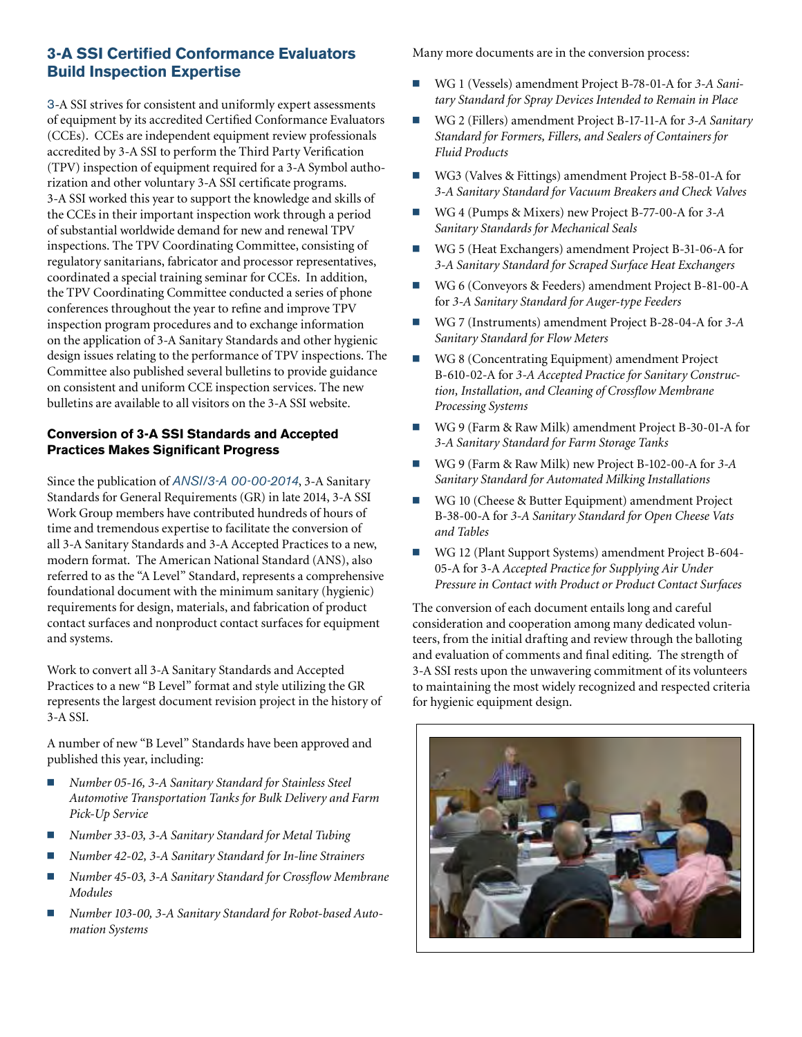## 3-A SSI Certified Conformance Evaluators Build Inspection Expertise

3-A SSI strives for consistent and uniformly expert assessments of equipment by its accredited Certified Conformance Evaluators (CCEs). CCEs are independent equipment review professionals accredited by 3-A SSI to perform the Third Party Verification (TPV) inspection of equipment required for a 3-A Symbol authorization and other voluntary 3-A SSI certificate programs. 3-A SSI worked this year to support the knowledge and skills of the CCEs in their important inspection work through a period of substantial worldwide demand for new and renewal TPV inspections. The TPV Coordinating Committee, consisting of regulatory sanitarians, fabricator and processor representatives, coordinated a special training seminar for CCEs. In addition, the TPV Coordinating Committee conducted a series of phone conferences throughout the year to refine and improve TPV inspection program procedures and to exchange information on the application of 3-A Sanitary Standards and other hygienic design issues relating to the performance of TPV inspections. The Committee also published several bulletins to provide guidance on consistent and uniform CCE inspection services. The new bulletins are available to all visitors on the 3-A SSI website.

### Conversion of 3-A SSI Standards and Accepted Practices Makes Significant Progress

Since the publication of *ANSI/3-A 00-00-2014*, 3-A Sanitary Standards for General Requirements (GR) in late 2014, 3-A SSI Work Group members have contributed hundreds of hours of time and tremendous expertise to facilitate the conversion of all 3-A Sanitary Standards and 3-A Accepted Practices to a new, modern format. The American National Standard (ANS), also referred to as the "A Level" Standard, represents a comprehensive foundational document with the minimum sanitary (hygienic) requirements for design, materials, and fabrication of product contact surfaces and nonproduct contact surfaces for equipment and systems.

Work to convert all 3-A Sanitary Standards and Accepted Practices to a new "B Level" format and style utilizing the GR represents the largest document revision project in the history of 3-A SSI.

A number of new "B Level" Standards have been approved and published this year, including:

- *Number 05-16, 3-A Sanitary Standard for Stainless Steel Automotive Transportation Tanks for Bulk Delivery and Farm Pick-Up Service*
- *Number 33-03, 3-A Sanitary Standard for Metal Tubing*
- *Number 42-02, 3-A Sanitary Standard for In-line Strainers*
- *Number 45-03, 3-A Sanitary Standard for Crossflow Membrane Modules*
- *Number 103-00, 3-A Sanitary Standard for Robot-based Automation Systems*

Many more documents are in the conversion process:

- WG 1 (Vessels) amendment Project B-78-01-A for *3-A Sanitary Standard for Spray Devices Intended to Remain in Place*
- WG 2 (Fillers) amendment Project B-17-11-A for *3-A Sanitary Standard for Formers, Fillers, and Sealers of Containers for Fluid Products*
- WG3 (Valves & Fittings) amendment Project B-58-01-A for *3-A Sanitary Standard for Vacuum Breakers and Check Valves*
- WG 4 (Pumps & Mixers) new Project B-77-00-A for *3-A Sanitary Standards for Mechanical Seals*
- WG 5 (Heat Exchangers) amendment Project B-31-06-A for *3-A Sanitary Standard for Scraped Surface Heat Exchangers*
- WG 6 (Conveyors & Feeders) amendment Project B-81-00-A for *3-A Sanitary Standard for Auger-type Feeders*
- WG 7 (Instruments) amendment Project B-28-04-A for *3-A Sanitary Standard for Flow Meters*
- WG 8 (Concentrating Equipment) amendment Project B-610-02-A for *3-A Accepted Practice for Sanitary Construction, Installation, and Cleaning of Crossflow Membrane Processing Systems*
- WG 9 (Farm & Raw Milk) amendment Project B-30-01-A for *3-A Sanitary Standard for Farm Storage Tanks*
- WG 9 (Farm & Raw Milk) new Project B-102-00-A for *3-A Sanitary Standard for Automated Milking Installations*
- WG 10 (Cheese & Butter Equipment) amendment Project B-38-00-A for *3-A Sanitary Standard for Open Cheese Vats and Tables*
- WG 12 (Plant Support Systems) amendment Project B-604-05-A for 3-A *Accepted Practice for Supplying Air Under Pressure in Contact with Product or Product Contact Surfaces*

The conversion of each document entails long and careful consideration and cooperation among many dedicated volunteers, from the initial drafting and review through the balloting and evaluation of comments and final editing. The strength of 3-A SSI rests upon the unwavering commitment of its volunteers to maintaining the most widely recognized and respected criteria for hygienic equipment design.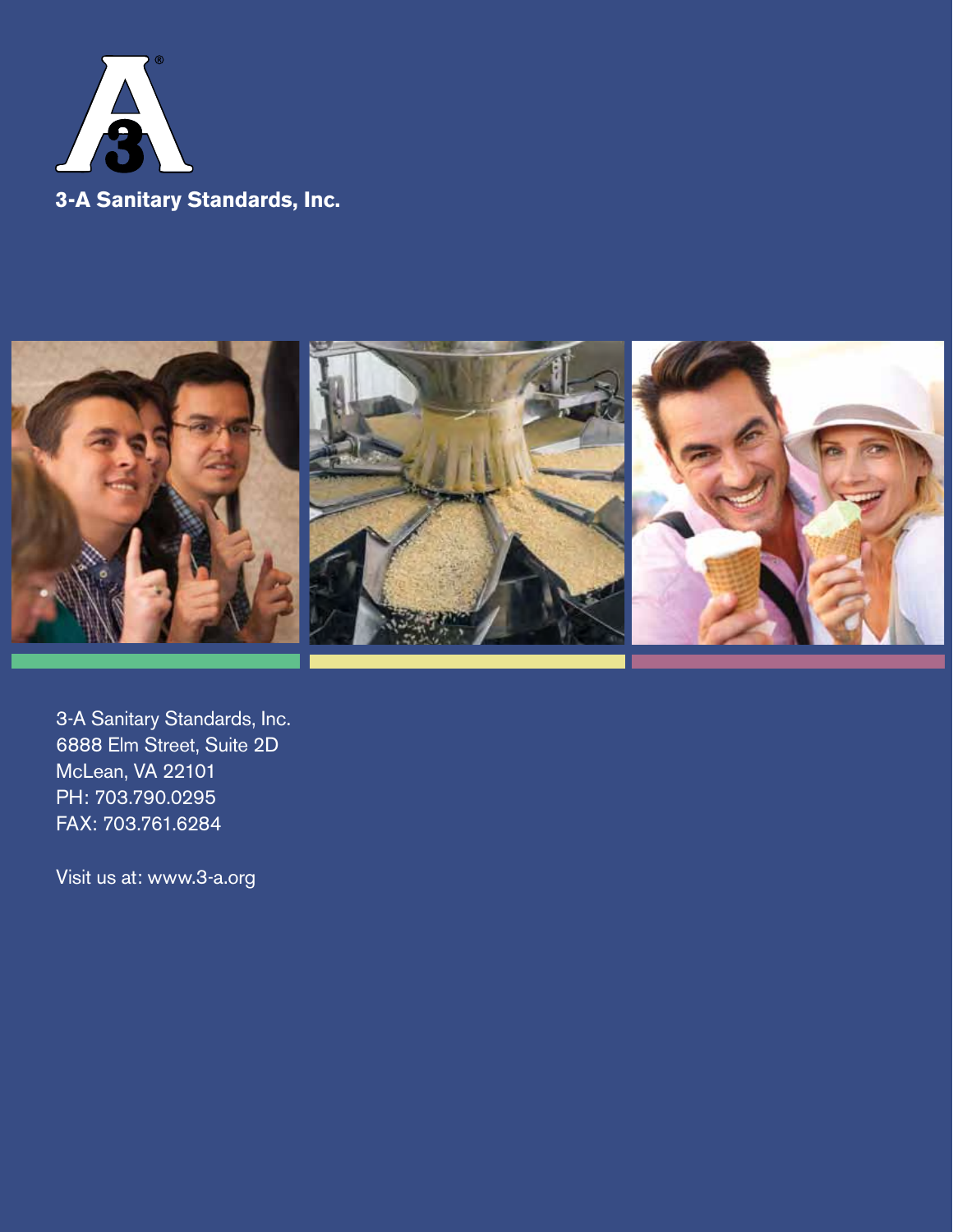**3-A Sanitary Standards, Inc.**

3-A Sanitary Standards, Inc.
6888 Elm Street, Suite 2D
McLean, VA 22101
PH: 703.790.0295
FAX: 703.761.6284

Visit us at: www.3-a.org